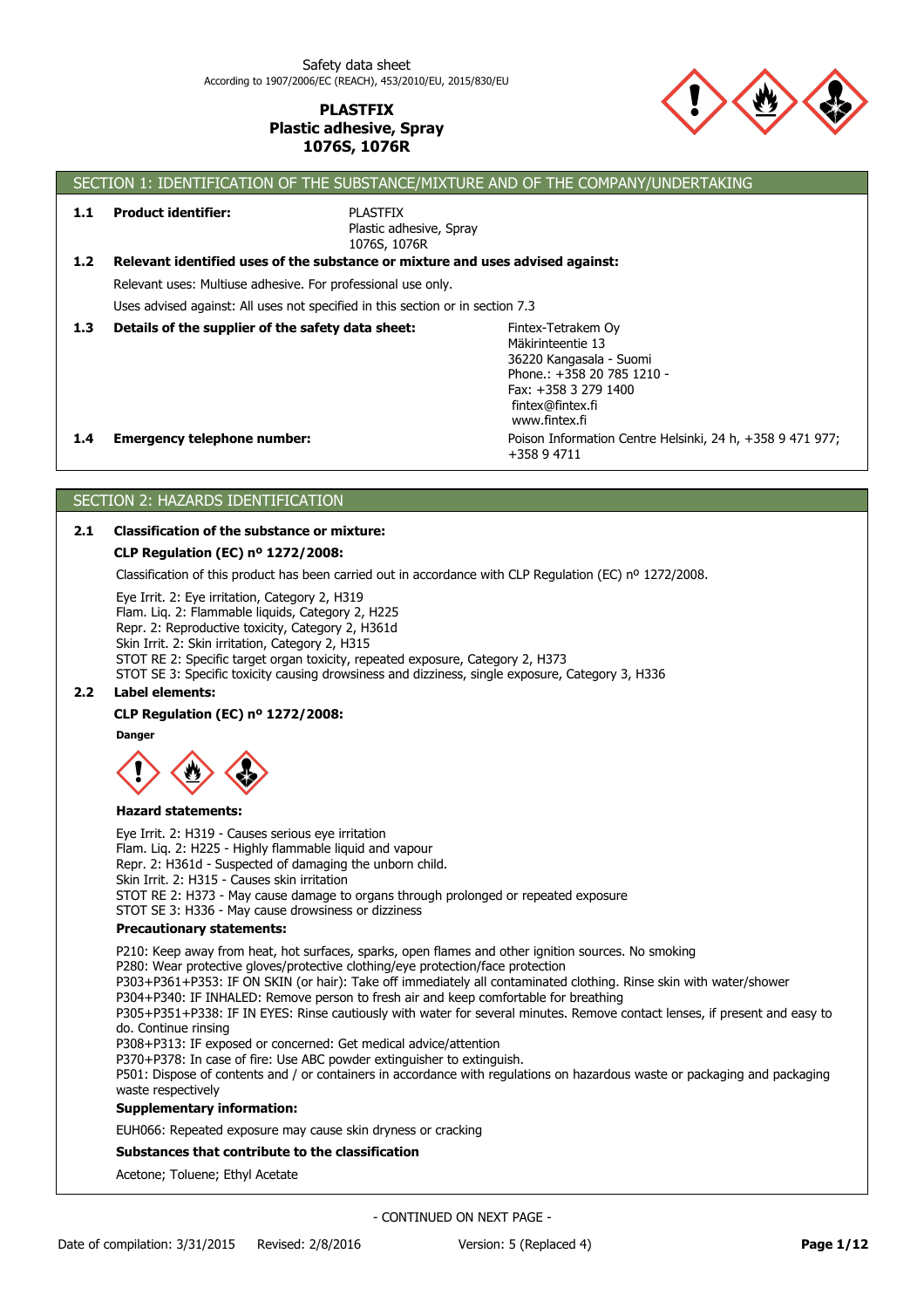Safety data sheet
According to 1907/2006/EC (REACH), 453/2010/EU, 2015/830/EU

**PLASTFIX**
**Plastic adhesive, Spray**
**1076S, 1076R**

## SECTION 1: IDENTIFICATION OF THE SUBSTANCE/MIXTURE AND OF THE COMPANY/UNDERTAKING

**1.1 Product identifier:**

PLASTFIX
Plastic adhesive, Spray
1076S, 1076R

**1.2 Relevant identified uses of the substance or mixture and uses advised against:**

Relevant uses: Multiuse adhesive. For professional use only.

Uses advised against: All uses not specified in this section or in section 7.3

**1.3 Details of the supplier of the safety data sheet:**

Fintex-Tetrakem Oy
Mäkirinteentie 13
36220 Kangasala - Suomi
Phone.: +358 20 785 1210 -
Fax: +358 3 279 1400
fintex@fintex.fi
www.fintex.fi

**1.4 Emergency telephone number:**

Poison Information Centre Helsinki, 24 h, +358 9 471 977; +358 9 4711

## SECTION 2: HAZARDS IDENTIFICATION

**2.1 Classification of the substance or mixture:**

**CLP Regulation (EC) nº 1272/2008:**

Classification of this product has been carried out in accordance with CLP Regulation (EC) nº 1272/2008.

Eye Irrit. 2: Eye irritation, Category 2, H319
Flam. Liq. 2: Flammable liquids, Category 2, H225
Repr. 2: Reproductive toxicity, Category 2, H361d
Skin Irrit. 2: Skin irritation, Category 2, H315
STOT RE 2: Specific target organ toxicity, repeated exposure, Category 2, H373
STOT SE 3: Specific toxicity causing drowsiness and dizziness, single exposure, Category 3, H336

**2.2 Label elements:**

**CLP Regulation (EC) nº 1272/2008:**

**Danger**

**Hazard statements:**

Eye Irrit. 2: H319 - Causes serious eye irritation
Flam. Liq. 2: H225 - Highly flammable liquid and vapour
Repr. 2: H361d - Suspected of damaging the unborn child.
Skin Irrit. 2: H315 - Causes skin irritation
STOT RE 2: H373 - May cause damage to organs through prolonged or repeated exposure
STOT SE 3: H336 - May cause drowsiness or dizziness

**Precautionary statements:**

P210: Keep away from heat, hot surfaces, sparks, open flames and other ignition sources. No smoking
P280: Wear protective gloves/protective clothing/eye protection/face protection
P303+P361+P353: IF ON SKIN (or hair): Take off immediately all contaminated clothing. Rinse skin with water/shower
P304+P340: IF INHALED: Remove person to fresh air and keep comfortable for breathing
P305+P351+P338: IF IN EYES: Rinse cautiously with water for several minutes. Remove contact lenses, if present and easy to do. Continue rinsing
P308+P313: IF exposed or concerned: Get medical advice/attention
P370+P378: In case of fire: Use ABC powder extinguisher to extinguish.
P501: Dispose of contents and / or containers in accordance with regulations on hazardous waste or packaging and packaging waste respectively

**Supplementary information:**

EUH066: Repeated exposure may cause skin dryness or cracking

**Substances that contribute to the classification**

Acetone; Toluene; Ethyl Acetate

- CONTINUED ON NEXT PAGE -

Date of compilation: 3/31/2015 Revised: 2/8/2016 Version: 5 (Replaced 4)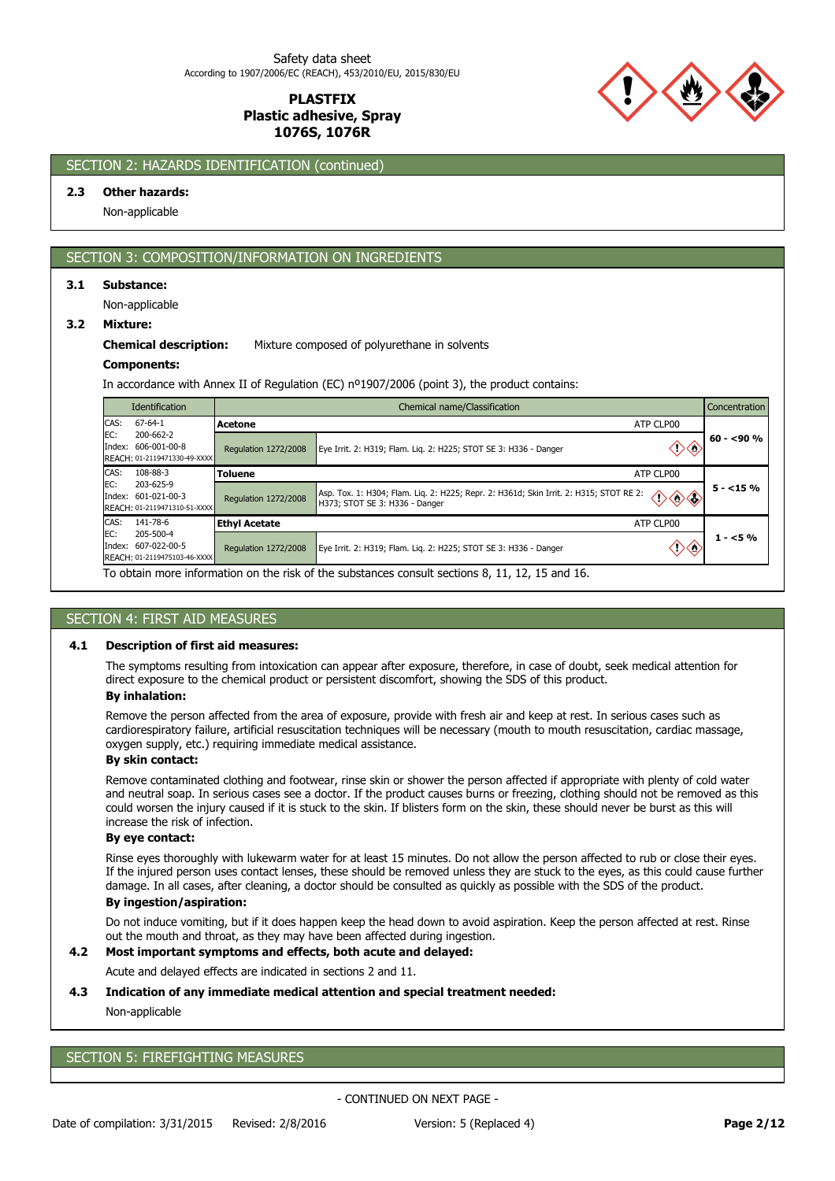## SECTION 2: HAZARDS IDENTIFICATION (continued)

**2.3 Other hazards:**

Non-applicable

## SECTION 3: COMPOSITION/INFORMATION ON INGREDIENTS

**3.1 Substance:**

Non-applicable

**3.2 Mixture:**

**Chemical description:** Mixture composed of polyurethane in solvents

**Components:**

In accordance with Annex II of Regulation (EC) nº1907/2006 (point 3), the product contains:

| Identification | Chemical name/Classification | | Concentration |
|---|---|---|---|
| CAS: 67-64-1<br>EC: 200-662-2<br>Index: 606-001-00-8<br>REACH: 01-2119471330-49-XXXX | **Acetone** | ATP CLP00 | 60 - <90 % |
| | Regulation 1272/2008 | Eye Irrit. 2: H319; Flam. Liq. 2: H225; STOT SE 3: H336 - Danger | |
| CAS: 108-88-3<br>EC: 203-625-9<br>Index: 601-021-00-3<br>REACH: 01-2119471310-51-XXXX | **Toluene** | ATP CLP00 | 5 - <15 % |
| | Regulation 1272/2008 | Asp. Tox. 1: H304; Flam. Liq. 2: H225; Repr. 2: H361d; Skin Irrit. 2: H315; STOT RE 2: H373; STOT SE 3: H336 - Danger | |
| CAS: 141-78-6<br>EC: 205-500-4<br>Index: 607-022-00-5<br>REACH: 01-2119475103-46-XXXX | **Ethyl Acetate** | ATP CLP00 | 1 - <5 % |
| | Regulation 1272/2008 | Eye Irrit. 2: H319; Flam. Liq. 2: H225; STOT SE 3: H336 - Danger | |

To obtain more information on the risk of the substances consult sections 8, 11, 12, 15 and 16.

## SECTION 4: FIRST AID MEASURES

**4.1 Description of first aid measures:**

The symptoms resulting from intoxication can appear after exposure, therefore, in case of doubt, seek medical attention for direct exposure to the chemical product or persistent discomfort, showing the SDS of this product.

**By inhalation:**

Remove the person affected from the area of exposure, provide with fresh air and keep at rest. In serious cases such as cardiorespiratory failure, artificial resuscitation techniques will be necessary (mouth to mouth resuscitation, cardiac massage, oxygen supply, etc.) requiring immediate medical assistance.

**By skin contact:**

Remove contaminated clothing and footwear, rinse skin or shower the person affected if appropriate with plenty of cold water and neutral soap. In serious cases see a doctor. If the product causes burns or freezing, clothing should not be removed as this could worsen the injury caused if it is stuck to the skin. If blisters form on the skin, these should never be burst as this will increase the risk of infection.

**By eye contact:**

Rinse eyes thoroughly with lukewarm water for at least 15 minutes. Do not allow the person affected to rub or close their eyes. If the injured person uses contact lenses, these should be removed unless they are stuck to the eyes, as this could cause further damage. In all cases, after cleaning, a doctor should be consulted as quickly as possible with the SDS of the product.

**By ingestion/aspiration:**

Do not induce vomiting, but if it does happen keep the head down to avoid aspiration. Keep the person affected at rest. Rinse out the mouth and throat, as they may have been affected during ingestion.

**4.2 Most important symptoms and effects, both acute and delayed:**

Acute and delayed effects are indicated in sections 2 and 11.

**4.3 Indication of any immediate medical attention and special treatment needed:**

Non-applicable

## SECTION 5: FIREFIGHTING MEASURES

- CONTINUED ON NEXT PAGE -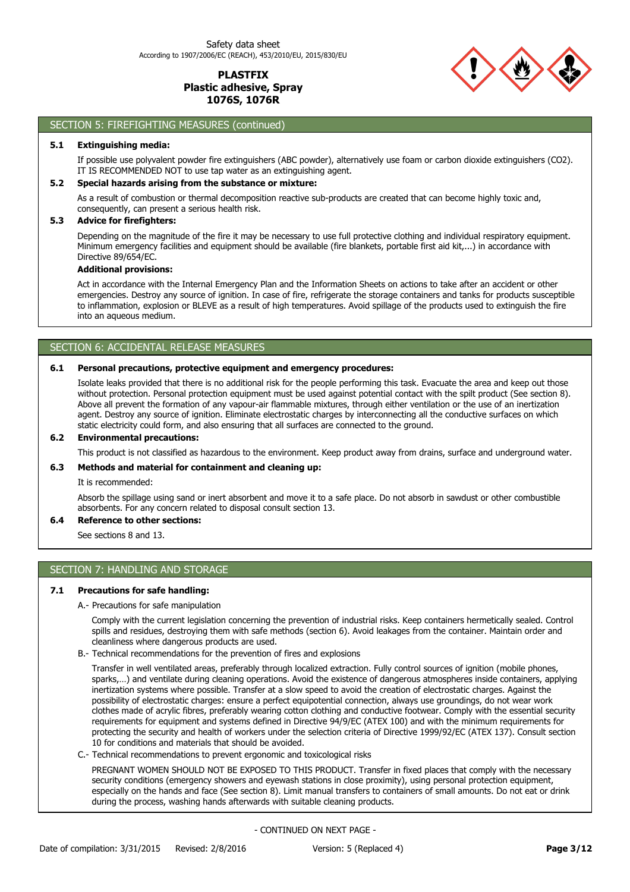## SECTION 5: FIREFIGHTING MEASURES (continued)

### 5.1 Extinguishing media:

If possible use polyvalent powder fire extinguishers (ABC powder), alternatively use foam or carbon dioxide extinguishers ($CO_2$). IT IS RECOMMENDED NOT to use tap water as an extinguishing agent.

### 5.2 Special hazards arising from the substance or mixture:

As a result of combustion or thermal decomposition reactive sub-products are created that can become highly toxic and, consequently, can present a serious health risk.

### 5.3 Advice for firefighters:

Depending on the magnitude of the fire it may be necessary to use full protective clothing and individual respiratory equipment. Minimum emergency facilities and equipment should be available (fire blankets, portable first aid kit,...) in accordance with Directive 89/654/EC.

**Additional provisions:**

Act in accordance with the Internal Emergency Plan and the Information Sheets on actions to take after an accident or other emergencies. Destroy any source of ignition. In case of fire, refrigerate the storage containers and tanks for products susceptible to inflammation, explosion or BLEVE as a result of high temperatures. Avoid spillage of the products used to extinguish the fire into an aqueous medium.

## SECTION 6: ACCIDENTAL RELEASE MEASURES

### 6.1 Personal precautions, protective equipment and emergency procedures:

Isolate leaks provided that there is no additional risk for the people performing this task. Evacuate the area and keep out those without protection. Personal protection equipment must be used against potential contact with the spilt product (See section 8). Above all prevent the formation of any vapour-air flammable mixtures, through either ventilation or the use of an inertization agent. Destroy any source of ignition. Eliminate electrostatic charges by interconnecting all the conductive surfaces on which static electricity could form, and also ensuring that all surfaces are connected to the ground.

### 6.2 Environmental precautions:

This product is not classified as hazardous to the environment. Keep product away from drains, surface and underground water.

### 6.3 Methods and material for containment and cleaning up:

It is recommended:

Absorb the spillage using sand or inert absorbent and move it to a safe place. Do not absorb in sawdust or other combustible absorbents. For any concern related to disposal consult section 13.

### 6.4 Reference to other sections:

See sections 8 and 13.

## SECTION 7: HANDLING AND STORAGE

### 7.1 Precautions for safe handling:

A.- Precautions for safe manipulation

Comply with the current legislation concerning the prevention of industrial risks. Keep containers hermetically sealed. Control spills and residues, destroying them with safe methods (section 6). Avoid leakages from the container. Maintain order and cleanliness where dangerous products are used.

B.- Technical recommendations for the prevention of fires and explosions

Transfer in well ventilated areas, preferably through localized extraction. Fully control sources of ignition (mobile phones, sparks,…) and ventilate during cleaning operations. Avoid the existence of dangerous atmospheres inside containers, applying inertization systems where possible. Transfer at a slow speed to avoid the creation of electrostatic charges. Against the possibility of electrostatic charges: ensure a perfect equipotential connection, always use groundings, do not wear work clothes made of acrylic fibres, preferably wearing cotton clothing and conductive footwear. Comply with the essential security requirements for equipment and systems defined in Directive 94/9/EC (ATEX 100) and with the minimum requirements for protecting the security and health of workers under the selection criteria of Directive 1999/92/EC (ATEX 137). Consult section 10 for conditions and materials that should be avoided.

C.- Technical recommendations to prevent ergonomic and toxicological risks

PREGNANT WOMEN SHOULD NOT BE EXPOSED TO THIS PRODUCT. Transfer in fixed places that comply with the necessary security conditions (emergency showers and eyewash stations in close proximity), using personal protection equipment, especially on the hands and face (See section 8). Limit manual transfers to containers of small amounts. Do not eat or drink during the process, washing hands afterwards with suitable cleaning products.

- CONTINUED ON NEXT PAGE -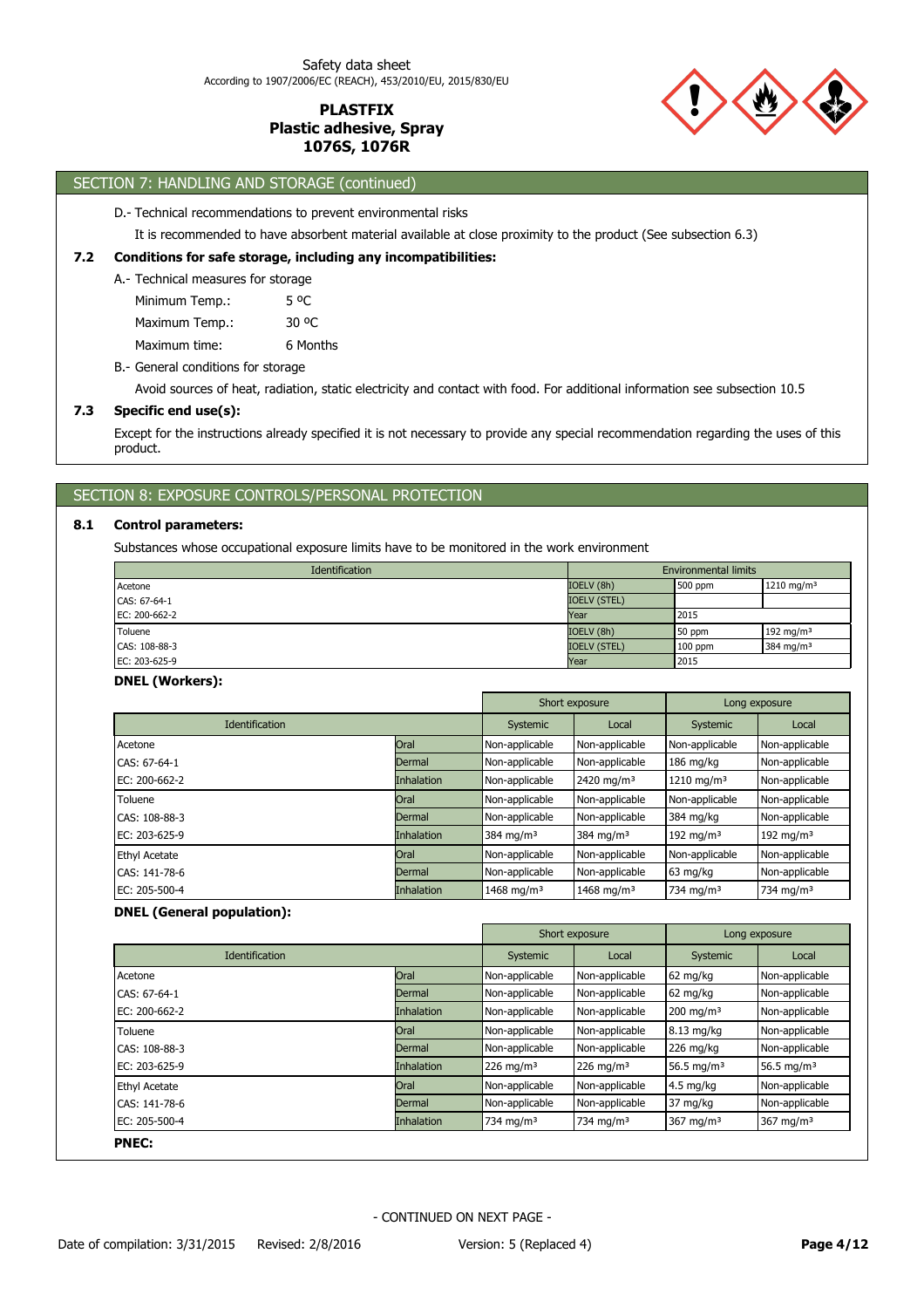## SECTION 7: HANDLING AND STORAGE (continued)

D.- Technical recommendations to prevent environmental risks

It is recommended to have absorbent material available at close proximity to the product (See subsection 6.3)

### 7.2 Conditions for safe storage, including any incompatibilities:

A.- Technical measures for storage

Minimum Temp.: 5 ºC

Maximum Temp.: 30 ºC

Maximum time: 6 Months

B.- General conditions for storage

Avoid sources of heat, radiation, static electricity and contact with food. For additional information see subsection 10.5

### 7.3 Specific end use(s):

Except for the instructions already specified it is not necessary to provide any special recommendation regarding the uses of this product.

## SECTION 8: EXPOSURE CONTROLS/PERSONAL PROTECTION

### 8.1 Control parameters:

Substances whose occupational exposure limits have to be monitored in the work environment

| Identification | Environmental limits | | |
|---|---|---|---|
| Acetone | IOELV (8h) | 500 ppm | 1210 mg/m³ |
| CAS: 67-64-1 | IOELV (STEL) | | |
| EC: 200-662-2 | Year | 2015 | |
| Toluene | IOELV (8h) | 50 ppm | 192 mg/m³ |
| CAS: 108-88-3 | IOELV (STEL) | 100 ppm | 384 mg/m³ |
| EC: 203-625-9 | Year | 2015 | |

**DNEL (Workers):**

| | | Short exposure | | Long exposure | |
|---|---|---|---|---|---|
| Identification | | Systemic | Local | Systemic | Local |
| Acetone | Oral | Non-applicable | Non-applicable | Non-applicable | Non-applicable |
| CAS: 67-64-1 | Dermal | Non-applicable | Non-applicable | 186 mg/kg | Non-applicable |
| EC: 200-662-2 | Inhalation | Non-applicable | 2420 mg/m³ | 1210 mg/m³ | Non-applicable |
| Toluene | Oral | Non-applicable | Non-applicable | Non-applicable | Non-applicable |
| CAS: 108-88-3 | Dermal | Non-applicable | Non-applicable | 384 mg/kg | Non-applicable |
| EC: 203-625-9 | Inhalation | 384 mg/m³ | 384 mg/m³ | 192 mg/m³ | 192 mg/m³ |
| Ethyl Acetate | Oral | Non-applicable | Non-applicable | Non-applicable | Non-applicable |
| CAS: 141-78-6 | Dermal | Non-applicable | Non-applicable | 63 mg/kg | Non-applicable |
| EC: 205-500-4 | Inhalation | 1468 mg/m³ | 1468 mg/m³ | 734 mg/m³ | 734 mg/m³ |

**DNEL (General population):**

| | | Short exposure | | Long exposure | |
|---|---|---|---|---|---|
| Identification | | Systemic | Local | Systemic | Local |
| Acetone | Oral | Non-applicable | Non-applicable | 62 mg/kg | Non-applicable |
| CAS: 67-64-1 | Dermal | Non-applicable | Non-applicable | 62 mg/kg | Non-applicable |
| EC: 200-662-2 | Inhalation | Non-applicable | Non-applicable | 200 mg/m³ | Non-applicable |
| Toluene | Oral | Non-applicable | Non-applicable | 8.13 mg/kg | Non-applicable |
| CAS: 108-88-3 | Dermal | Non-applicable | Non-applicable | 226 mg/kg | Non-applicable |
| EC: 203-625-9 | Inhalation | 226 mg/m³ | 226 mg/m³ | 56.5 mg/m³ | 56.5 mg/m³ |
| Ethyl Acetate | Oral | Non-applicable | Non-applicable | 4.5 mg/kg | Non-applicable |
| CAS: 141-78-6 | Dermal | Non-applicable | Non-applicable | 37 mg/kg | Non-applicable |
| EC: 205-500-4 | Inhalation | 734 mg/m³ | 734 mg/m³ | 367 mg/m³ | 367 mg/m³ |

**PNEC:**

- CONTINUED ON NEXT PAGE -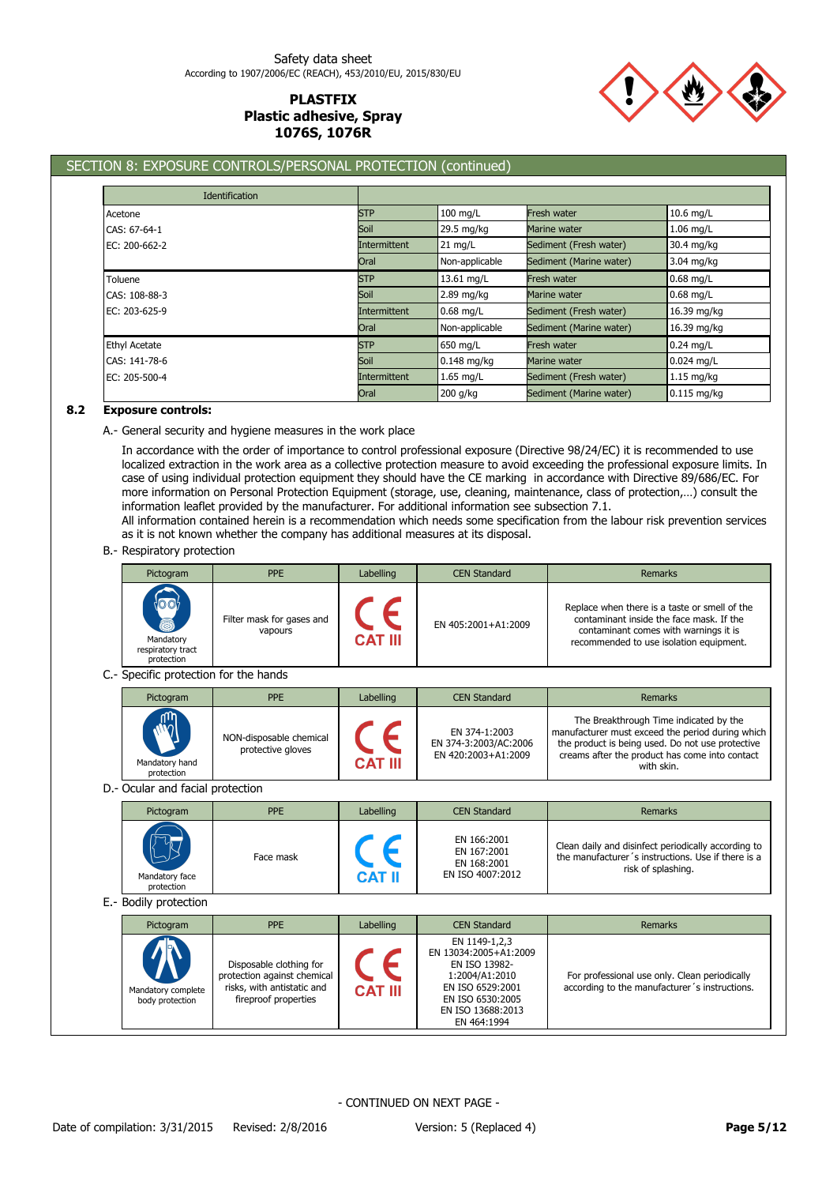## SECTION 8: EXPOSURE CONTROLS/PERSONAL PROTECTION (continued)

| Identification | | | | |
|---|---|---|---|---|
| Acetone | STP | 100 mg/L | Fresh water | 10.6 mg/L |
| CAS: 67-64-1 | Soil | 29.5 mg/kg | Marine water | 1.06 mg/L |
| EC: 200-662-2 | Intermittent | 21 mg/L | Sediment (Fresh water) | 30.4 mg/kg |
| | Oral | Non-applicable | Sediment (Marine water) | 3.04 mg/kg |
| Toluene | STP | 13.61 mg/L | Fresh water | 0.68 mg/L |
| CAS: 108-88-3 | Soil | 2.89 mg/kg | Marine water | 0.68 mg/L |
| EC: 203-625-9 | Intermittent | 0.68 mg/L | Sediment (Fresh water) | 16.39 mg/kg |
| | Oral | Non-applicable | Sediment (Marine water) | 16.39 mg/kg |
| Ethyl Acetate | STP | 650 mg/L | Fresh water | 0.24 mg/L |
| CAS: 141-78-6 | Soil | 0.148 mg/kg | Marine water | 0.024 mg/L |
| EC: 205-500-4 | Intermittent | 1.65 mg/L | Sediment (Fresh water) | 1.15 mg/kg |
| | Oral | 200 g/kg | Sediment (Marine water) | 0.115 mg/kg |

### 8.2 Exposure controls:

A.- General security and hygiene measures in the work place

In accordance with the order of importance to control professional exposure (Directive 98/24/EC) it is recommended to use localized extraction in the work area as a collective protection measure to avoid exceeding the professional exposure limits. In case of using individual protection equipment they should have the CE marking in accordance with Directive 89/686/EC. For more information on Personal Protection Equipment (storage, use, cleaning, maintenance, class of protection,…) consult the information leaflet provided by the manufacturer. For additional information see subsection 7.1.
All information contained herein is a recommendation which needs some specification from the labour risk prevention services as it is not known whether the company has additional measures at its disposal.

B.- Respiratory protection

| Pictogram | PPE | Labelling | CEN Standard | Remarks |
|---|---|---|---|---|
| Mandatory respiratory tract protection | Filter mask for gases and vapours | CE CAT III | EN 405:2001+A1:2009 | Replace when there is a taste or smell of the contaminant inside the face mask. If the contaminant comes with warnings it is recommended to use isolation equipment. |

C.- Specific protection for the hands

| Pictogram | PPE | Labelling | CEN Standard | Remarks |
|---|---|---|---|---|
| Mandatory hand protection | NON-disposable chemical protective gloves | CE CAT III | EN 374-1:2003<br>EN 374-3:2003/AC:2006<br>EN 420:2003+A1:2009 | The Breakthrough Time indicated by the manufacturer must exceed the period during which the product is being used. Do not use protective creams after the product has come into contact with skin. |

D.- Ocular and facial protection

| Pictogram | PPE | Labelling | CEN Standard | Remarks |
|---|---|---|---|---|
| Mandatory face protection | Face mask | CE CAT II | EN 166:2001<br>EN 167:2001<br>EN 168:2001<br>EN ISO 4007:2012 | Clean daily and disinfect periodically according to the manufacturer´s instructions. Use if there is a risk of splashing. |

E.- Bodily protection

| Pictogram | PPE | Labelling | CEN Standard | Remarks |
|---|---|---|---|---|
| Mandatory complete body protection | Disposable clothing for protection against chemical risks, with antistatic and fireproof properties | CE CAT III | EN 1149-1,2,3<br>EN 13034:2005+A1:2009<br>EN ISO 13982-1:2004/A1:2010<br>EN ISO 6529:2001<br>EN ISO 6530:2005<br>EN ISO 13688:2013<br>EN 464:1994 | For professional use only. Clean periodically according to the manufacturer´s instructions. |

- CONTINUED ON NEXT PAGE -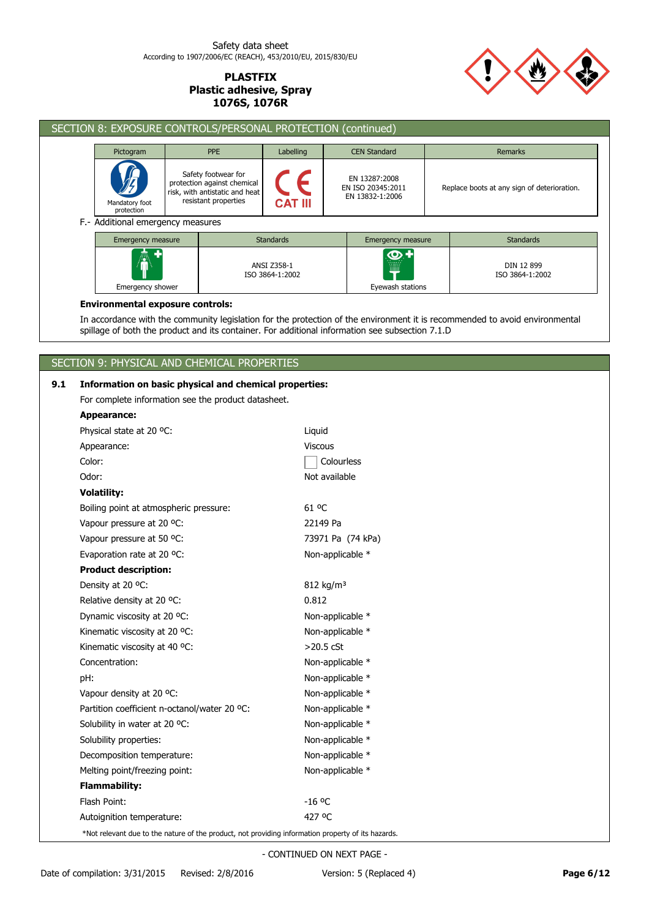## SECTION 8: EXPOSURE CONTROLS/PERSONAL PROTECTION (continued)

| Pictogram | PPE | Labelling | CEN Standard | Remarks |
|---|---|---|---|---|
| Mandatory foot protection | Safety footwear for protection against chemical risk, with antistatic and heat resistant properties | CE CAT III | EN 13287:2008 EN ISO 20345:2011 EN 13832-1:2006 | Replace boots at any sign of deterioration. |

F.- Additional emergency measures

| Emergency measure | Standards | Emergency measure | Standards |
|---|---|---|---|
| Emergency shower | ANSI Z358-1 ISO 3864-1:2002 | Eyewash stations | DIN 12 899 ISO 3864-1:2002 |

**Environmental exposure controls:**

In accordance with the community legislation for the protection of the environment it is recommended to avoid environmental spillage of both the product and its container. For additional information see subsection 7.1.D

## SECTION 9: PHYSICAL AND CHEMICAL PROPERTIES

### 9.1 Information on basic physical and chemical properties:

For complete information see the product datasheet.

**Appearance:**

| | |
|---|---|
| Physical state at 20 ºC: | Liquid |
| Appearance: | Viscous |
| Color: | Colourless |
| Odor: | Not available |

**Volatility:**

| | |
|---|---|
| Boiling point at atmospheric pressure: | 61 ºC |
| Vapour pressure at 20 ºC: | 22149 Pa |
| Vapour pressure at 50 ºC: | 73971 Pa (74 kPa) |
| Evaporation rate at 20 ºC: | Non-applicable * |

**Product description:**

| | |
|---|---|
| Density at 20 ºC: | 812 kg/m³ |
| Relative density at 20 ºC: | 0.812 |
| Dynamic viscosity at 20 ºC: | Non-applicable * |
| Kinematic viscosity at 20 ºC: | Non-applicable * |
| Kinematic viscosity at 40 ºC: | >20.5 cSt |
| Concentration: | Non-applicable * |
| pH: | Non-applicable * |
| Vapour density at 20 ºC: | Non-applicable * |
| Partition coefficient n-octanol/water 20 ºC: | Non-applicable * |
| Solubility in water at 20 ºC: | Non-applicable * |
| Solubility properties: | Non-applicable * |
| Decomposition temperature: | Non-applicable * |
| Melting point/freezing point: | Non-applicable * |

**Flammability:**

| | |
|---|---|
| Flash Point: | -16 ºC |
| Autoignition temperature: | 427 ºC |

*Not relevant due to the nature of the product, not providing information property of its hazards.

- CONTINUED ON NEXT PAGE -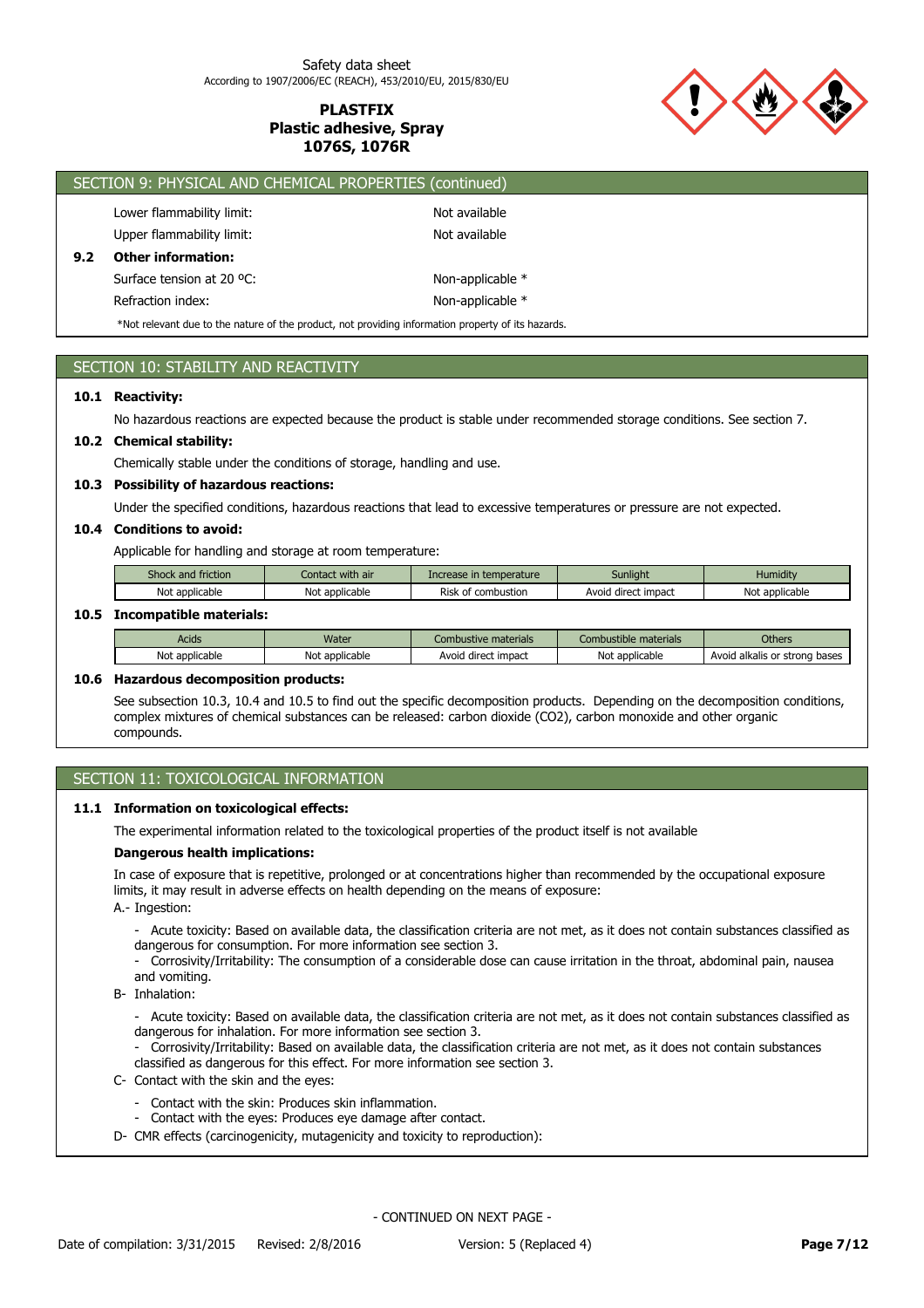## SECTION 9: PHYSICAL AND CHEMICAL PROPERTIES (continued)

Lower flammability limit: Not available

Upper flammability limit: Not available

**9.2 Other information:**

Surface tension at 20 ºC: Non-applicable *

Refraction index: Non-applicable *

*Not relevant due to the nature of the product, not providing information property of its hazards.

## SECTION 10: STABILITY AND REACTIVITY

**10.1 Reactivity:**

No hazardous reactions are expected because the product is stable under recommended storage conditions. See section 7.

**10.2 Chemical stability:**

Chemically stable under the conditions of storage, handling and use.

**10.3 Possibility of hazardous reactions:**

Under the specified conditions, hazardous reactions that lead to excessive temperatures or pressure are not expected.

**10.4 Conditions to avoid:**

Applicable for handling and storage at room temperature:

| Shock and friction | Contact with air | Increase in temperature | Sunlight | Humidity |
|---|---|---|---|---|
| Not applicable | Not applicable | Risk of combustion | Avoid direct impact | Not applicable |

**10.5 Incompatible materials:**

| Acids | Water | Combustive materials | Combustible materials | Others |
|---|---|---|---|---|
| Not applicable | Not applicable | Avoid direct impact | Not applicable | Avoid alkalis or strong bases |

**10.6 Hazardous decomposition products:**

See subsection 10.3, 10.4 and 10.5 to find out the specific decomposition products. Depending on the decomposition conditions, complex mixtures of chemical substances can be released: carbon dioxide ($CO_2$), carbon monoxide and other organic compounds.

## SECTION 11: TOXICOLOGICAL INFORMATION

**11.1 Information on toxicological effects:**

The experimental information related to the toxicological properties of the product itself is not available

**Dangerous health implications:**

In case of exposure that is repetitive, prolonged or at concentrations higher than recommended by the occupational exposure limits, it may result in adverse effects on health depending on the means of exposure:

A.- Ingestion:

- Acute toxicity: Based on available data, the classification criteria are not met, as it does not contain substances classified as dangerous for consumption. For more information see section 3.
- Corrosivity/Irritability: The consumption of a considerable dose can cause irritation in the throat, abdominal pain, nausea and vomiting.

B- Inhalation:

- Acute toxicity: Based on available data, the classification criteria are not met, as it does not contain substances classified as dangerous for inhalation. For more information see section 3.
- Corrosivity/Irritability: Based on available data, the classification criteria are not met, as it does not contain substances classified as dangerous for this effect. For more information see section 3.

C- Contact with the skin and the eyes:

- Contact with the skin: Produces skin inflammation.
- Contact with the eyes: Produces eye damage after contact.

D- CMR effects (carcinogenicity, mutagenicity and toxicity to reproduction):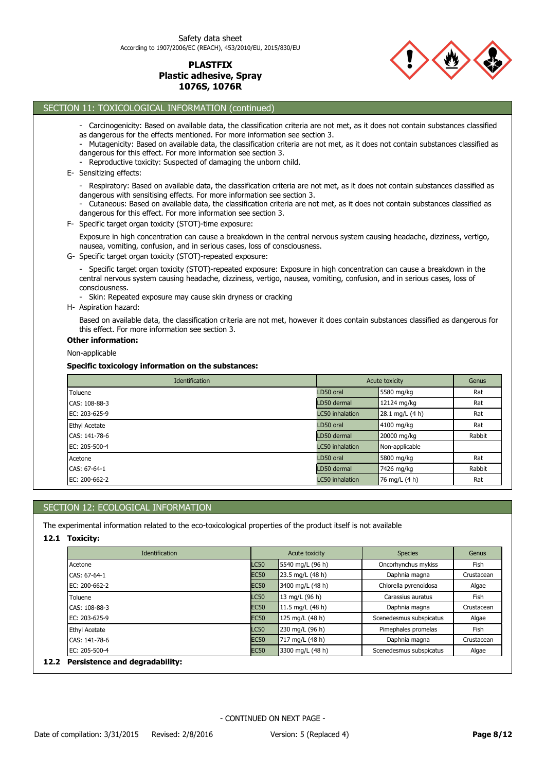## SECTION 11: TOXICOLOGICAL INFORMATION (continued)

- Carcinogenicity: Based on available data, the classification criteria are not met, as it does not contain substances classified as dangerous for the effects mentioned. For more information see section 3.
- Mutagenicity: Based on available data, the classification criteria are not met, as it does not contain substances classified as dangerous for this effect. For more information see section 3.
- Reproductive toxicity: Suspected of damaging the unborn child.

E- Sensitizing effects:

- Respiratory: Based on available data, the classification criteria are not met, as it does not contain substances classified as dangerous with sensitising effects. For more information see section 3.
- Cutaneous: Based on available data, the classification criteria are not met, as it does not contain substances classified as dangerous for this effect. For more information see section 3.

F- Specific target organ toxicity (STOT)-time exposure:

Exposure in high concentration can cause a breakdown in the central nervous system causing headache, dizziness, vertigo, nausea, vomiting, confusion, and in serious cases, loss of consciousness.

G- Specific target organ toxicity (STOT)-repeated exposure:

- Specific target organ toxicity (STOT)-repeated exposure: Exposure in high concentration can cause a breakdown in the central nervous system causing headache, dizziness, vertigo, nausea, vomiting, confusion, and in serious cases, loss of consciousness.
- Skin: Repeated exposure may cause skin dryness or cracking

H- Aspiration hazard:

Based on available data, the classification criteria are not met, however it does contain substances classified as dangerous for this effect. For more information see section 3.

**Other information:**

Non-applicable

**Specific toxicology information on the substances:**

| Identification | Acute toxicity | | Genus |
|---|---|---|---|
| Toluene | LD50 oral | 5580 mg/kg | Rat |
| CAS: 108-88-3 | LD50 dermal | 12124 mg/kg | Rat |
| EC: 203-625-9 | LC50 inhalation | 28.1 mg/L (4 h) | Rat |
| Ethyl Acetate | LD50 oral | 4100 mg/kg | Rat |
| CAS: 141-78-6 | LD50 dermal | 20000 mg/kg | Rabbit |
| EC: 205-500-4 | LC50 inhalation | Non-applicable | |
| Acetone | LD50 oral | 5800 mg/kg | Rat |
| CAS: 67-64-1 | LD50 dermal | 7426 mg/kg | Rabbit |
| EC: 200-662-2 | LC50 inhalation | 76 mg/L (4 h) | Rat |

## SECTION 12: ECOLOGICAL INFORMATION

The experimental information related to the eco-toxicological properties of the product itself is not available

### 12.1 Toxicity:

| Identification | Acute toxicity | | Species | Genus |
|---|---|---|---|---|
| Acetone | LC50 | 5540 mg/L (96 h) | Oncorhynchus mykiss | Fish |
| CAS: 67-64-1 | EC50 | 23.5 mg/L (48 h) | Daphnia magna | Crustacean |
| EC: 200-662-2 | EC50 | 3400 mg/L (48 h) | Chlorella pyrenoidosa | Algae |
| Toluene | LC50 | 13 mg/L (96 h) | Carassius auratus | Fish |
| CAS: 108-88-3 | EC50 | 11.5 mg/L (48 h) | Daphnia magna | Crustacean |
| EC: 203-625-9 | EC50 | 125 mg/L (48 h) | Scenedesmus subspicatus | Algae |
| Ethyl Acetate | LC50 | 230 mg/L (96 h) | Pimephales promelas | Fish |
| CAS: 141-78-6 | EC50 | 717 mg/L (48 h) | Daphnia magna | Crustacean |
| EC: 205-500-4 | EC50 | 3300 mg/L (48 h) | Scenedesmus subspicatus | Algae |

### 12.2 Persistence and degradability: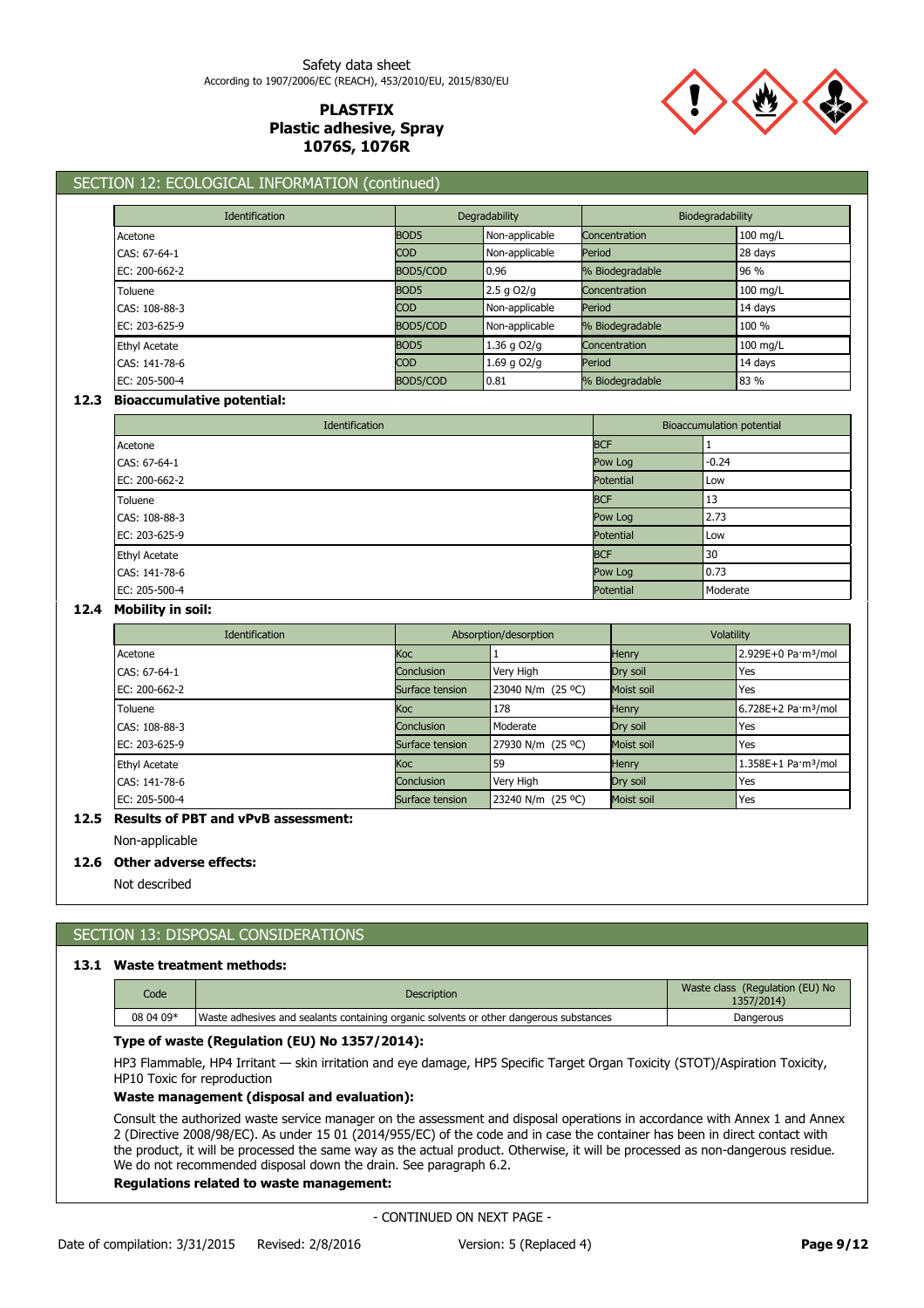## SECTION 12: ECOLOGICAL INFORMATION (continued)

| Identification | Degradability | | Biodegradability | |
|---|---|---|---|---|
| Acetone | BOD5 | Non-applicable | Concentration | 100 mg/L |
| CAS: 67-64-1 | COD | Non-applicable | Period | 28 days |
| EC: 200-662-2 | BOD5/COD | 0.96 | % Biodegradable | 96 % |
| Toluene | BOD5 | 2.5 g O2/g | Concentration | 100 mg/L |
| CAS: 108-88-3 | COD | Non-applicable | Period | 14 days |
| EC: 203-625-9 | BOD5/COD | Non-applicable | % Biodegradable | 100 % |
| Ethyl Acetate | BOD5 | 1.36 g O2/g | Concentration | 100 mg/L |
| CAS: 141-78-6 | COD | 1.69 g O2/g | Period | 14 days |
| EC: 205-500-4 | BOD5/COD | 0.81 | % Biodegradable | 83 % |

### 12.3 Bioaccumulative potential:

| Identification | Bioaccumulation potential | |
|---|---|---|
| Acetone | BCF | 1 |
| CAS: 67-64-1 | Pow Log | -0.24 |
| EC: 200-662-2 | Potential | Low |
| Toluene | BCF | 13 |
| CAS: 108-88-3 | Pow Log | 2.73 |
| EC: 203-625-9 | Potential | Low |
| Ethyl Acetate | BCF | 30 |
| CAS: 141-78-6 | Pow Log | 0.73 |
| EC: 205-500-4 | Potential | Moderate |

### 12.4 Mobility in soil:

| Identification | Absorption/desorption | | Volatility | |
|---|---|---|---|---|
| Acetone | Koc | 1 | Henry | 2.929E+0 Pa·m³/mol |
| CAS: 67-64-1 | Conclusion | Very High | Dry soil | Yes |
| EC: 200-662-2 | Surface tension | 23040 N/m (25 ºC) | Moist soil | Yes |
| Toluene | Koc | 178 | Henry | 6.728E+2 Pa·m³/mol |
| CAS: 108-88-3 | Conclusion | Moderate | Dry soil | Yes |
| EC: 203-625-9 | Surface tension | 27930 N/m (25 ºC) | Moist soil | Yes |
| Ethyl Acetate | Koc | 59 | Henry | 1.358E+1 Pa·m³/mol |
| CAS: 141-78-6 | Conclusion | Very High | Dry soil | Yes |
| EC: 205-500-4 | Surface tension | 23240 N/m (25 ºC) | Moist soil | Yes |

### 12.5 Results of PBT and vPvB assessment:

Non-applicable

### 12.6 Other adverse effects:

Not described

## SECTION 13: DISPOSAL CONSIDERATIONS

### 13.1 Waste treatment methods:

| Code | Description | Waste class (Regulation (EU) No 1357/2014) |
|---|---|---|
| 08 04 09* | Waste adhesives and sealants containing organic solvents or other dangerous substances | Dangerous |

**Type of waste (Regulation (EU) No 1357/2014):**

HP3 Flammable, HP4 Irritant — skin irritation and eye damage, HP5 Specific Target Organ Toxicity (STOT)/Aspiration Toxicity, HP10 Toxic for reproduction

**Waste management (disposal and evaluation):**

Consult the authorized waste service manager on the assessment and disposal operations in accordance with Annex 1 and Annex 2 (Directive 2008/98/EC). As under 15 01 (2014/955/EC) of the code and in case the container has been in direct contact with the product, it will be processed the same way as the actual product. Otherwise, it will be processed as non-dangerous residue. We do not recommended disposal down the drain. See paragraph 6.2.

**Regulations related to waste management:**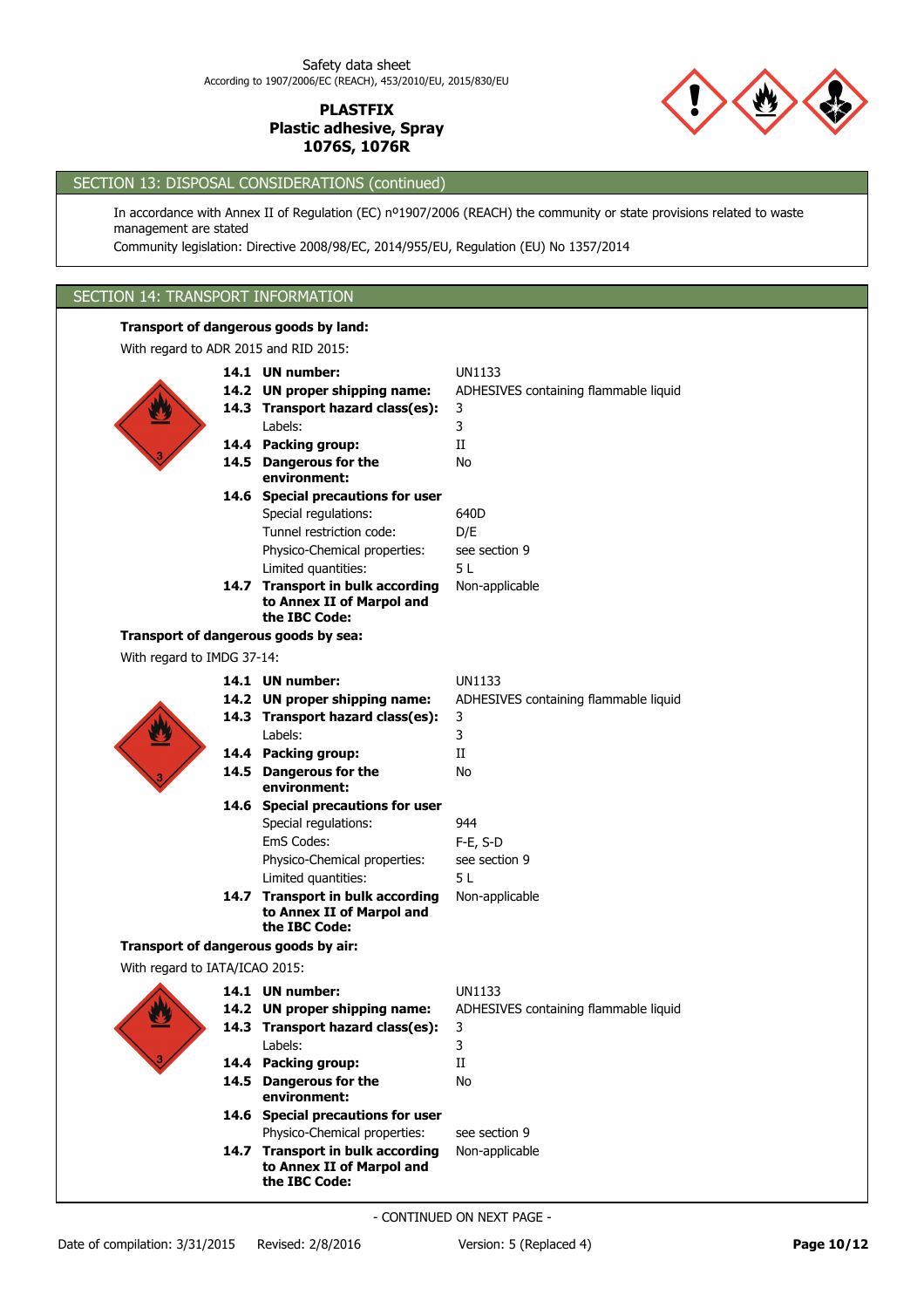## SECTION 13: DISPOSAL CONSIDERATIONS (continued)

In accordance with Annex II of Regulation (EC) nº1907/2006 (REACH) the community or state provisions related to waste management are stated

Community legislation: Directive 2008/98/EC, 2014/955/EU, Regulation (EU) No 1357/2014

## SECTION 14: TRANSPORT INFORMATION

**Transport of dangerous goods by land:**

With regard to ADR 2015 and RID 2015:

| | |
|---|---|
| **14.1 UN number:** | UN1133 |
| **14.2 UN proper shipping name:** | ADHESIVES containing flammable liquid |
| **14.3 Transport hazard class(es):** | 3 |
| Labels: | 3 |
| **14.4 Packing group:** | II |
| **14.5 Dangerous for the environment:** | No |
| **14.6 Special precautions for user** | |
| Special regulations: | 640D |
| Tunnel restriction code: | D/E |
| Physico-Chemical properties: | see section 9 |
| Limited quantities: | 5 L |
| **14.7 Transport in bulk according to Annex II of Marpol and the IBC Code:** | Non-applicable |

**Transport of dangerous goods by sea:**

With regard to IMDG 37-14:

| | |
|---|---|
| **14.1 UN number:** | UN1133 |
| **14.2 UN proper shipping name:** | ADHESIVES containing flammable liquid |
| **14.3 Transport hazard class(es):** | 3 |
| Labels: | 3 |
| **14.4 Packing group:** | II |
| **14.5 Dangerous for the environment:** | No |
| **14.6 Special precautions for user** | |
| Special regulations: | 944 |
| EmS Codes: | F-E, S-D |
| Physico-Chemical properties: | see section 9 |
| Limited quantities: | 5 L |
| **14.7 Transport in bulk according to Annex II of Marpol and the IBC Code:** | Non-applicable |

**Transport of dangerous goods by air:**

With regard to IATA/ICAO 2015:

| | |
|---|---|
| **14.1 UN number:** | UN1133 |
| **14.2 UN proper shipping name:** | ADHESIVES containing flammable liquid |
| **14.3 Transport hazard class(es):** | 3 |
| Labels: | 3 |
| **14.4 Packing group:** | II |
| **14.5 Dangerous for the environment:** | No |
| **14.6 Special precautions for user** | |
| Physico-Chemical properties: | see section 9 |
| **14.7 Transport in bulk according to Annex II of Marpol and the IBC Code:** | Non-applicable |

- CONTINUED ON NEXT PAGE -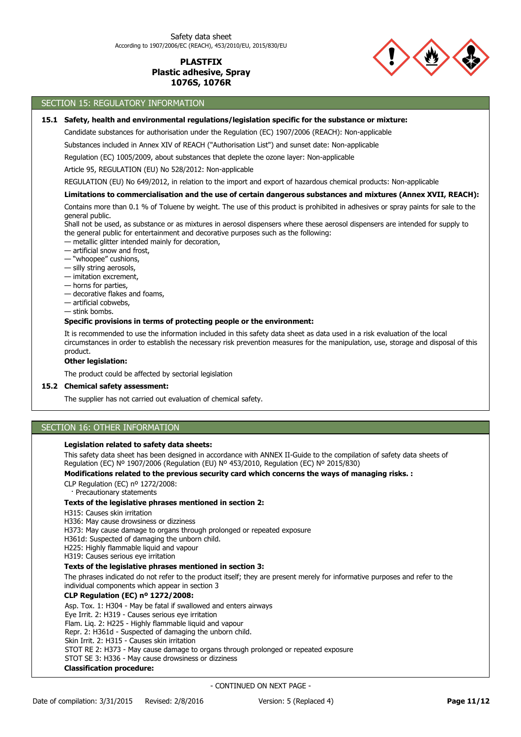## SECTION 15: REGULATORY INFORMATION

**15.1 Safety, health and environmental regulations/legislation specific for the substance or mixture:**

Candidate substances for authorisation under the Regulation (EC) 1907/2006 (REACH): Non-applicable

Substances included in Annex XIV of REACH ("Authorisation List") and sunset date: Non-applicable

Regulation (EC) 1005/2009, about substances that deplete the ozone layer: Non-applicable

Article 95, REGULATION (EU) No 528/2012: Non-applicable

REGULATION (EU) No 649/2012, in relation to the import and export of hazardous chemical products: Non-applicable

**Limitations to commercialisation and the use of certain dangerous substances and mixtures (Annex XVII, REACH):**

Contains more than 0.1 % of Toluene by weight. The use of this product is prohibited in adhesives or spray paints for sale to the general public.
Shall not be used, as substance or as mixtures in aerosol dispensers where these aerosol dispensers are intended for supply to the general public for entertainment and decorative purposes such as the following:
— metallic glitter intended mainly for decoration,
— artificial snow and frost,
— "whoopee" cushions,
— silly string aerosols,
— imitation excrement,
— horns for parties,
— decorative flakes and foams,
— artificial cobwebs,
— stink bombs.

**Specific provisions in terms of protecting people or the environment:**

It is recommended to use the information included in this safety data sheet as data used in a risk evaluation of the local circumstances in order to establish the necessary risk prevention measures for the manipulation, use, storage and disposal of this product.

**Other legislation:**

The product could be affected by sectorial legislation

**15.2 Chemical safety assessment:**

The supplier has not carried out evaluation of chemical safety.

## SECTION 16: OTHER INFORMATION

**Legislation related to safety data sheets:**

This safety data sheet has been designed in accordance with ANNEX II-Guide to the compilation of safety data sheets of Regulation (EC) Nº 1907/2006 (Regulation (EU) Nº 453/2010, Regulation (EC) Nº 2015/830)

**Modifications related to the previous security card which concerns the ways of managing risks. :**

CLP Regulation (EC) nº 1272/2008:
· Precautionary statements

**Texts of the legislative phrases mentioned in section 2:**

H315: Causes skin irritation
H336: May cause drowsiness or dizziness
H373: May cause damage to organs through prolonged or repeated exposure
H361d: Suspected of damaging the unborn child.
H225: Highly flammable liquid and vapour
H319: Causes serious eye irritation

**Texts of the legislative phrases mentioned in section 3:**

The phrases indicated do not refer to the product itself; they are present merely for informative purposes and refer to the individual components which appear in section 3

**CLP Regulation (EC) nº 1272/2008:**

Asp. Tox. 1: H304 - May be fatal if swallowed and enters airways
Eye Irrit. 2: H319 - Causes serious eye irritation
Flam. Liq. 2: H225 - Highly flammable liquid and vapour
Repr. 2: H361d - Suspected of damaging the unborn child.
Skin Irrit. 2: H315 - Causes skin irritation
STOT RE 2: H373 - May cause damage to organs through prolonged or repeated exposure
STOT SE 3: H336 - May cause drowsiness or dizziness

**Classification procedure:**

- CONTINUED ON NEXT PAGE -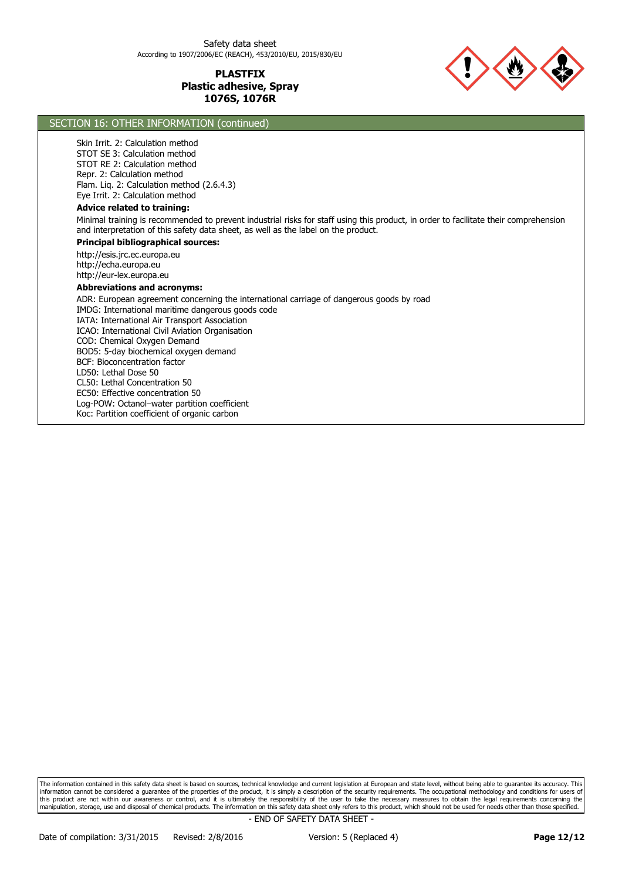## SECTION 16: OTHER INFORMATION (continued)

Skin Irrit. 2: Calculation method
STOT SE 3: Calculation method
STOT RE 2: Calculation method
Repr. 2: Calculation method
Flam. Liq. 2: Calculation method (2.6.4.3)
Eye Irrit. 2: Calculation method

**Advice related to training:**

Minimal training is recommended to prevent industrial risks for staff using this product, in order to facilitate their comprehension and interpretation of this safety data sheet, as well as the label on the product.

**Principal bibliographical sources:**

http://esis.jrc.ec.europa.eu
http://echa.europa.eu
http://eur-lex.europa.eu

**Abbreviations and acronyms:**

ADR: European agreement concerning the international carriage of dangerous goods by road
IMDG: International maritime dangerous goods code
IATA: International Air Transport Association
ICAO: International Civil Aviation Organisation
COD: Chemical Oxygen Demand
BOD5: 5-day biochemical oxygen demand
BCF: Bioconcentration factor
LD50: Lethal Dose 50
CL50: Lethal Concentration 50
EC50: Effective concentration 50
Log-POW: Octanol–water partition coefficient
Koc: Partition coefficient of organic carbon

The information contained in this safety data sheet is based on sources, technical knowledge and current legislation at European and state level, without being able to guarantee its accuracy. This information cannot be considered a guarantee of the properties of the product, it is simply a description of the security requirements. The occupational methodology and conditions for users of this product are not within our awareness or control, and it is ultimately the responsibility of the user to take the necessary measures to obtain the legal requirements concerning the manipulation, storage, use and disposal of chemical products. The information on this safety data sheet only refers to this product, which should not be used for needs other than those specified.

- END OF SAFETY DATA SHEET -